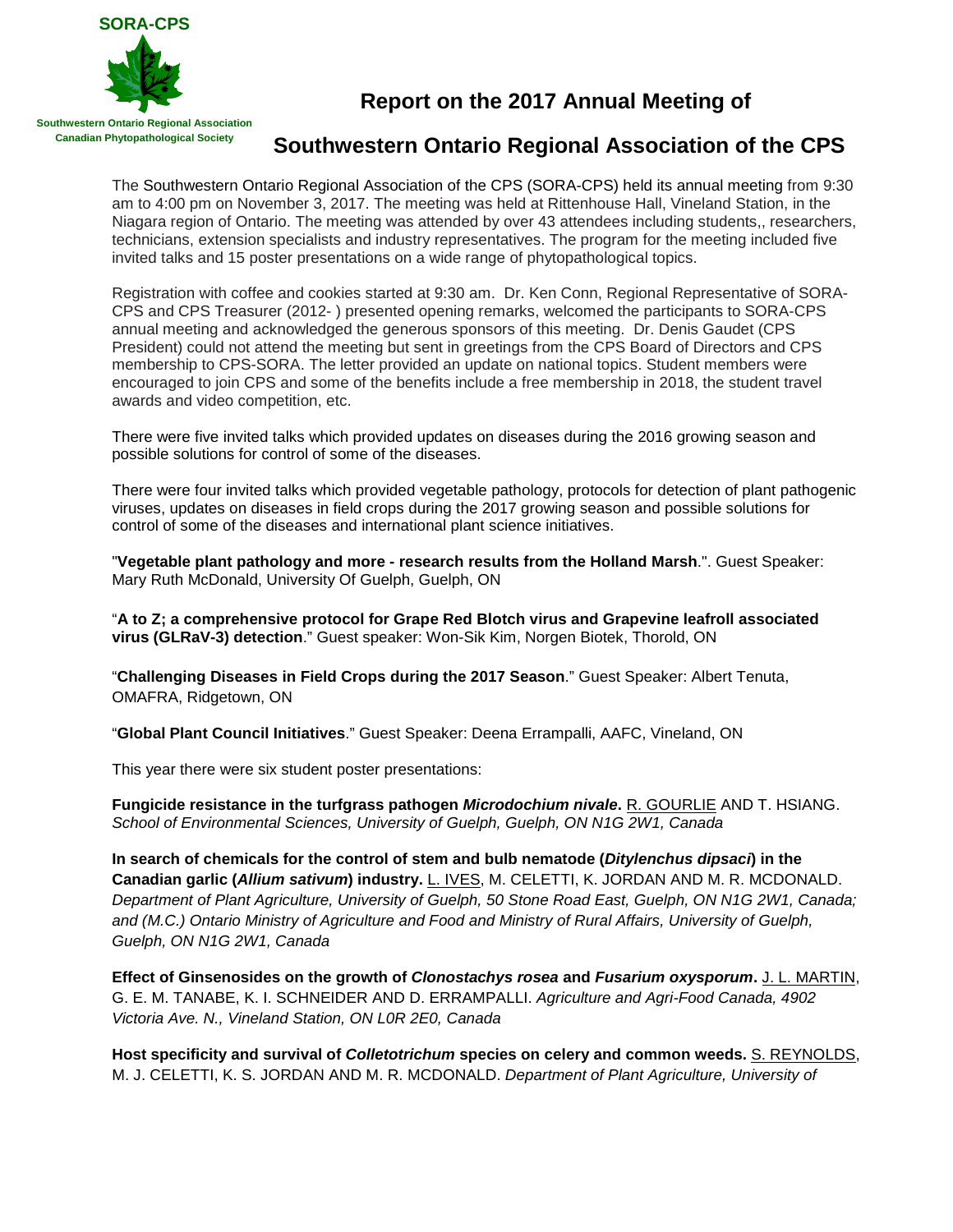SORA-CPS

Southwestern Ontario Regional Association
Canadian Phytopathological Society

# Report on the 2017 Annual Meeting of

# Southwestern Ontario Regional Association of the CPS

The Southwestern Ontario Regional Association of the CPS (SORA-CPS) held its annual meeting from 9:30 am to 4:00 pm on November 3, 2017. The meeting was held at Rittenhouse Hall, Vineland Station, in the Niagara region of Ontario. The meeting was attended by over 43 attendees including students,, researchers, technicians, extension specialists and industry representatives. The program for the meeting included five invited talks and 15 poster presentations on a wide range of phytopathological topics.

Registration with coffee and cookies started at 9:30 am. Dr. Ken Conn, Regional Representative of SORA-CPS and CPS Treasurer (2012- ) presented opening remarks, welcomed the participants to SORA-CPS annual meeting and acknowledged the generous sponsors of this meeting. Dr. Denis Gaudet (CPS President) could not attend the meeting but sent in greetings from the CPS Board of Directors and CPS membership to CPS-SORA. The letter provided an update on national topics. Student members were encouraged to join CPS and some of the benefits include a free membership in 2018, the student travel awards and video competition, etc.

There were five invited talks which provided updates on diseases during the 2016 growing season and possible solutions for control of some of the diseases.

There were four invited talks which provided vegetable pathology, protocols for detection of plant pathogenic viruses, updates on diseases in field crops during the 2017 growing season and possible solutions for control of some of the diseases and international plant science initiatives.

"**Vegetable plant pathology and more - research results from the Holland Marsh**.". Guest Speaker: Mary Ruth McDonald, University Of Guelph, Guelph, ON

"**A to Z; a comprehensive protocol for Grape Red Blotch virus and Grapevine leafroll associated virus (GLRaV-3) detection**." Guest speaker: Won-Sik Kim, Norgen Biotek, Thorold, ON

"**Challenging Diseases in Field Crops during the 2017 Season**." Guest Speaker: Albert Tenuta, OMAFRA, Ridgetown, ON

"**Global Plant Council Initiatives**." Guest Speaker: Deena Errampalli, AAFC, Vineland, ON

This year there were six student poster presentations:

**Fungicide resistance in the turfgrass pathogen *Microdochium nivale*.** R. GOURLIE AND T. HSIANG. *School of Environmental Sciences, University of Guelph, Guelph, ON N1G 2W1, Canada*

**In search of chemicals for the control of stem and bulb nematode (*Ditylenchus dipsaci*) in the Canadian garlic (*Allium sativum*) industry.** L. IVES, M. CELETTI, K. JORDAN AND M. R. MCDONALD. *Department of Plant Agriculture, University of Guelph, 50 Stone Road East, Guelph, ON N1G 2W1, Canada; and (M.C.) Ontario Ministry of Agriculture and Food and Ministry of Rural Affairs, University of Guelph, Guelph, ON N1G 2W1, Canada*

**Effect of Ginsenosides on the growth of *Clonostachys rosea* and *Fusarium oxysporum*.** J. L. MARTIN, G. E. M. TANABE, K. I. SCHNEIDER AND D. ERRAMPALLI. *Agriculture and Agri-Food Canada, 4902 Victoria Ave. N., Vineland Station, ON L0R 2E0, Canada*

**Host specificity and survival of *Colletotrichum* species on celery and common weeds.** S. REYNOLDS, M. J. CELETTI, K. S. JORDAN AND M. R. MCDONALD. *Department of Plant Agriculture, University of*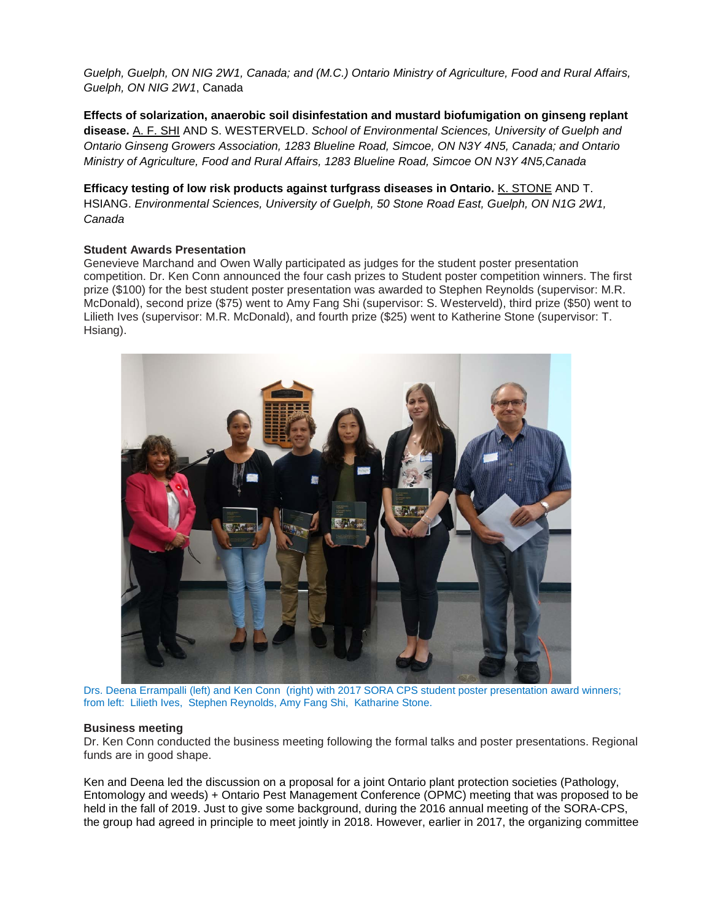*Guelph, Guelph, ON NIG 2W1, Canada; and (M.C.) Ontario Ministry of Agriculture, Food and Rural Affairs, Guelph, ON NIG 2W1*, Canada

**Effects of solarization, anaerobic soil disinfestation and mustard biofumigation on ginseng replant disease.** A. F. SHI AND S. WESTERVELD. *School of Environmental Sciences, University of Guelph and Ontario Ginseng Growers Association, 1283 Blueline Road, Simcoe, ON N3Y 4N5, Canada; and Ontario Ministry of Agriculture, Food and Rural Affairs, 1283 Blueline Road, Simcoe ON N3Y 4N5,Canada*

**Efficacy testing of low risk products against turfgrass diseases in Ontario.** K. STONE AND T. HSIANG. *Environmental Sciences, University of Guelph, 50 Stone Road East, Guelph, ON N1G 2W1, Canada*

**Student Awards Presentation**

Genevieve Marchand and Owen Wally participated as judges for the student poster presentation competition. Dr. Ken Conn announced the four cash prizes to Student poster competition winners. The first prize ($100) for the best student poster presentation was awarded to Stephen Reynolds (supervisor: M.R. McDonald), second prize ($75) went to Amy Fang Shi (supervisor: S. Westerveld), third prize ($50) went to Lilieth Ives (supervisor: M.R. McDonald), and fourth prize ($25) went to Katherine Stone (supervisor: T. Hsiang).

Drs. Deena Errampalli (left) and Ken Conn (right) with 2017 SORA CPS student poster presentation award winners; from left: Lilieth Ives, Stephen Reynolds, Amy Fang Shi, Katharine Stone.

**Business meeting**

Dr. Ken Conn conducted the business meeting following the formal talks and poster presentations. Regional funds are in good shape.

Ken and Deena led the discussion on a proposal for a joint Ontario plant protection societies (Pathology, Entomology and weeds) + Ontario Pest Management Conference (OPMC) meeting that was proposed to be held in the fall of 2019. Just to give some background, during the 2016 annual meeting of the SORA-CPS, the group had agreed in principle to meet jointly in 2018. However, earlier in 2017, the organizing committee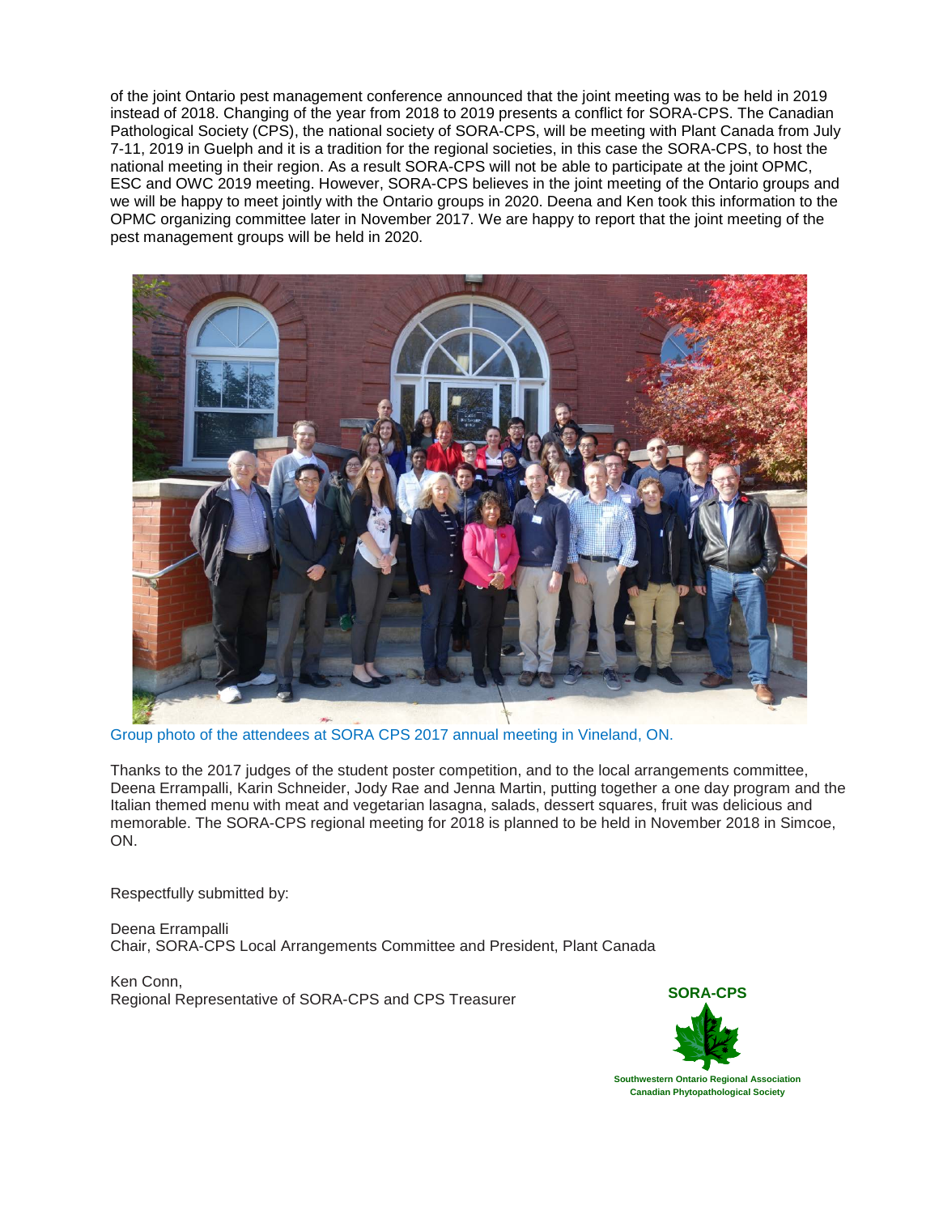of the joint Ontario pest management conference announced that the joint meeting was to be held in 2019 instead of 2018. Changing of the year from 2018 to 2019 presents a conflict for SORA-CPS. The Canadian Pathological Society (CPS), the national society of SORA-CPS, will be meeting with Plant Canada from July 7-11, 2019 in Guelph and it is a tradition for the regional societies, in this case the SORA-CPS, to host the national meeting in their region. As a result SORA-CPS will not be able to participate at the joint OPMC, ESC and OWC 2019 meeting. However, SORA-CPS believes in the joint meeting of the Ontario groups and we will be happy to meet jointly with the Ontario groups in 2020. Deena and Ken took this information to the OPMC organizing committee later in November 2017. We are happy to report that the joint meeting of the pest management groups will be held in 2020.

Group photo of the attendees at SORA CPS 2017 annual meeting in Vineland, ON.

Thanks to the 2017 judges of the student poster competition, and to the local arrangements committee, Deena Errampalli, Karin Schneider, Jody Rae and Jenna Martin, putting together a one day program and the Italian themed menu with meat and vegetarian lasagna, salads, dessert squares, fruit was delicious and memorable. The SORA-CPS regional meeting for 2018 is planned to be held in November 2018 in Simcoe, ON.

Respectfully submitted by:

Deena Errampalli
Chair, SORA-CPS Local Arrangements Committee and President, Plant Canada

Ken Conn,
Regional Representative of SORA-CPS and CPS Treasurer

SORA-CPS

Southwestern Ontario Regional Association
Canadian Phytopathological Society